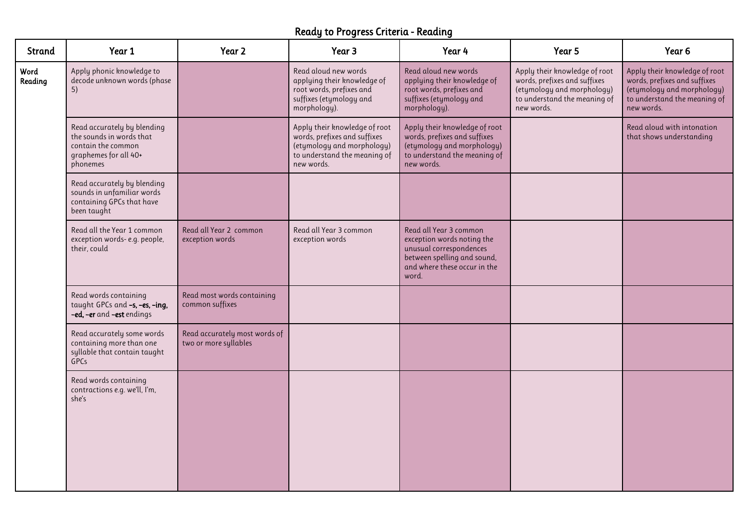# Ready to Progress Criteria - Reading

| Strand | Year 1 | Year 2 | Year 3 | Year 4 | Year 5 | Year 6 |
|---|---|---|---|---|---|---|
| Word Reading | Apply phonic knowledge to decode unknown words (phase 5) | | Read aloud new words applying their knowledge of root words, prefixes and suffixes (etymology and morphology). | Read aloud new words applying their knowledge of root words, prefixes and suffixes (etymology and morphology). | Apply their knowledge of root words, prefixes and suffixes (etymology and morphology) to understand the meaning of new words. | Apply their knowledge of root words, prefixes and suffixes (etymology and morphology) to understand the meaning of new words. |
| | Read accurately by blending the sounds in words that contain the common graphemes for all 40+ phonemes | | Apply their knowledge of root words, prefixes and suffixes (etymology and morphology) to understand the meaning of new words. | Apply their knowledge of root words, prefixes and suffixes (etymology and morphology) to understand the meaning of new words. | | Read aloud with intonation that shows understanding |
| | Read accurately by blending sounds in unfamiliar words containing GPCs that have been taught | | | | | |
| | Read all the Year 1 common exception words- e.g. people, their, could | Read all Year 2 common exception words | Read all Year 3 common exception words | Read all Year 3 common exception words noting the unusual correspondences between spelling and sound, and where these occur in the word. | | |
| | Read words containing taught GPCs and **–s, –es, –ing, –ed, –er** and **–est** endings | Read most words containing common suffixes | | | | |
| | Read accurately some words containing more than one syllable that contain taught GPCs | Read accurately most words of two or more syllables | | | | |
| | Read words containing contractions e.g. we'll, I'm, she's | | | | | |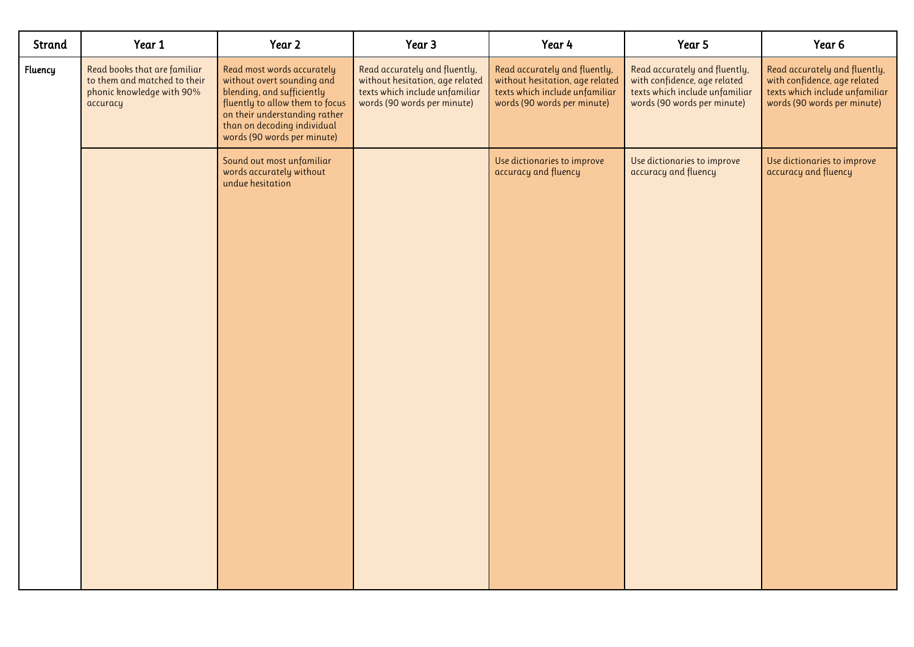| Strand | Year 1 | Year 2 | Year 3 | Year 4 | Year 5 | Year 6 |
|---|---|---|---|---|---|---|
| Fluency | Read books that are familiar to them and matched to their phonic knowledge with 90% accuracy | Read most words accurately without overt sounding and blending, and sufficiently fluently to allow them to focus on their understanding rather than on decoding individual words (90 words per minute) | Read accurately and fluently, without hesitation, age related texts which include unfamiliar words (90 words per minute) | Read accurately and fluently, without hesitation, age related texts which include unfamiliar words (90 words per minute) | Read accurately and fluently, with confidence, age related texts which include unfamiliar words (90 words per minute) | Read accurately and fluently, with confidence, age related texts which include unfamiliar words (90 words per minute) |
| | | Sound out most unfamiliar words accurately without undue hesitation | | Use dictionaries to improve accuracy and fluency | Use dictionaries to improve accuracy and fluency | Use dictionaries to improve accuracy and fluency |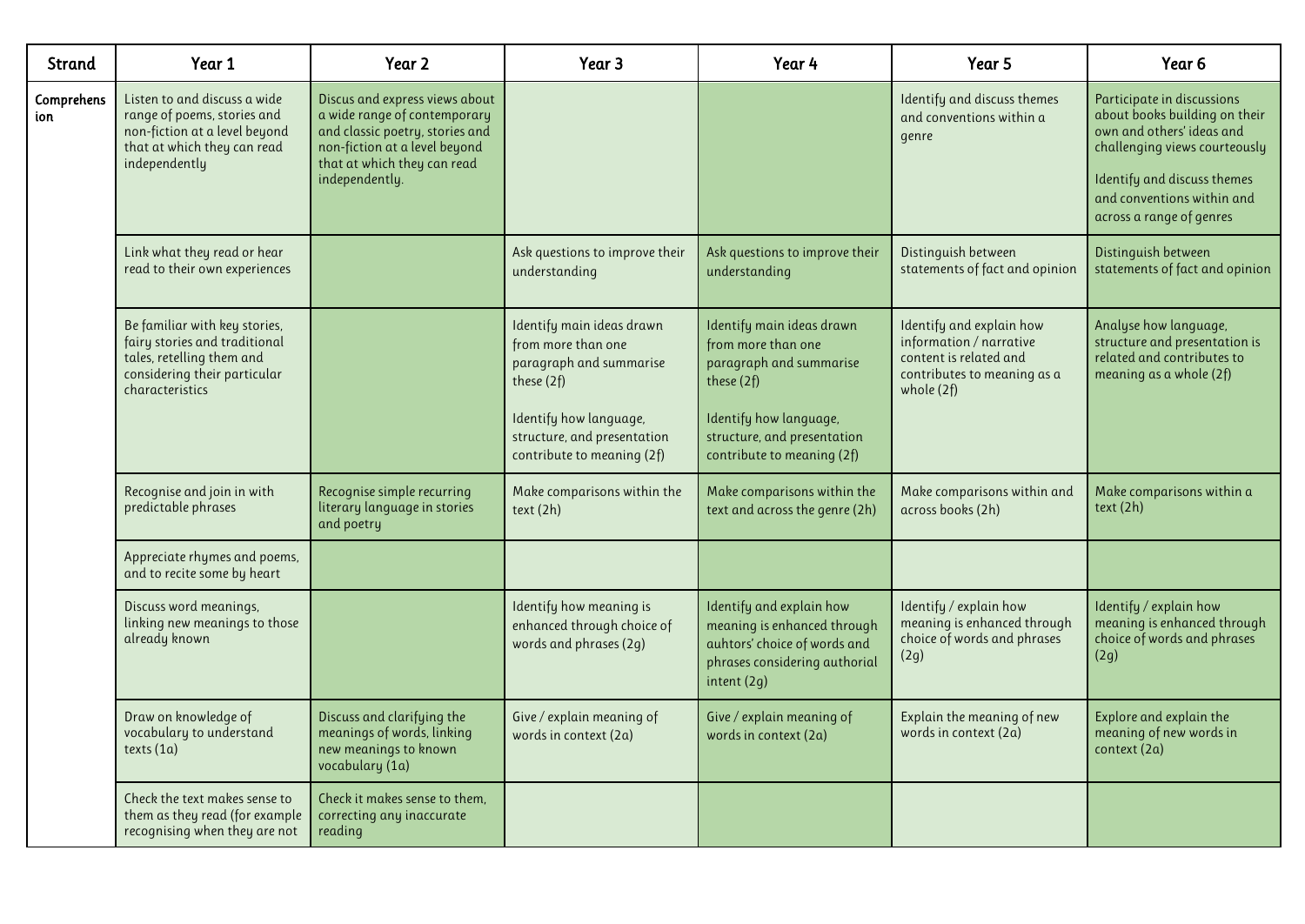| Strand | Year 1 | Year 2 | Year 3 | Year 4 | Year 5 | Year 6 |
|---|---|---|---|---|---|---|
| Comprehension | Listen to and discuss a wide range of poems, stories and non-fiction at a level beyond that at which they can read independently | Discus and express views about a wide range of contemporary and classic poetry, stories and non-fiction at a level beyond that at which they can read independently. | | | Identify and discuss themes and conventions within a genre | Participate in discussions about books building on their own and others' ideas and challenging views courteously<br><br>Identify and discuss themes and conventions within and across a range of genres |
| | Link what they read or hear read to their own experiences | | Ask questions to improve their understanding | Ask questions to improve their understanding | Distinguish between statements of fact and opinion | Distinguish between statements of fact and opinion |
| | Be familiar with key stories, fairy stories and traditional tales, retelling them and considering their particular characteristics | | Identify main ideas drawn from more than one paragraph and summarise these (2f)<br><br>Identify how language, structure, and presentation contribute to meaning (2f) | Identify main ideas drawn from more than one paragraph and summarise these (2f)<br><br>Identify how language, structure, and presentation contribute to meaning (2f) | Identify and explain how information / narrative content is related and contributes to meaning as a whole (2f) | Analyse how language, structure and presentation is related and contributes to meaning as a whole (2f) |
| | Recognise and join in with predictable phrases | Recognise simple recurring literary language in stories and poetry | Make comparisons within the text (2h) | Make comparisons within the text and across the genre (2h) | Make comparisons within and across books (2h) | Make comparisons within a text (2h) |
| | Appreciate rhymes and poems, and to recite some by heart | | | | | |
| | Discuss word meanings, linking new meanings to those already known | | Identify how meaning is enhanced through choice of words and phrases (2g) | Identify and explain how meaning is enhanced through auhtors' choice of words and phrases considering authorial intent (2g) | Identify / explain how meaning is enhanced through choice of words and phrases (2g) | Identify / explain how meaning is enhanced through choice of words and phrases (2g) |
| | Draw on knowledge of vocabulary to understand texts (1a) | Discuss and clarifying the meanings of words, linking new meanings to known vocabulary (1a) | Give / explain meaning of words in context (2a) | Give / explain meaning of words in context (2a) | Explain the meaning of new words in context (2a) | Explore and explain the meaning of new words in context (2a) |
| | Check the text makes sense to them as they read (for example recognising when they are not | Check it makes sense to them, correcting any inaccurate reading | | | | |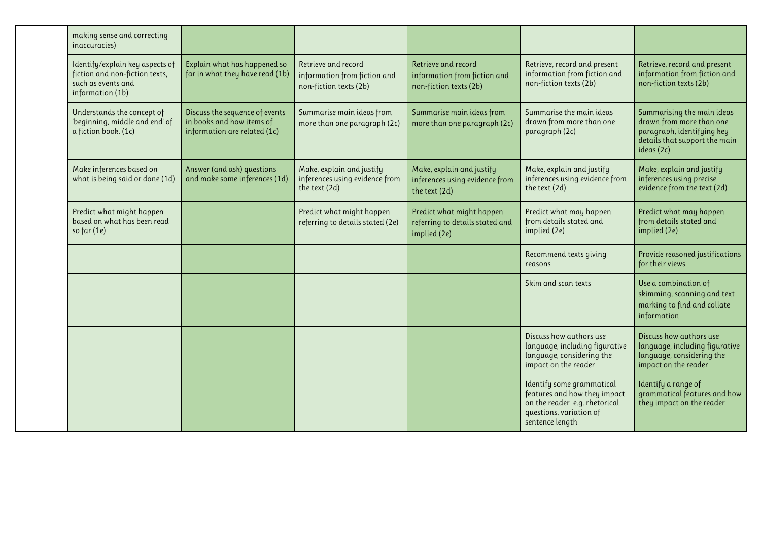| | | | | | | |
|---|---|---|---|---|---|---|
| | making sense and correcting inaccuracies) | | | | | |
| | Identify/explain key aspects of fiction and non-fiction texts, such as events and information (1b) | Explain what has happened so far in what they have read (1b) | Retrieve and record information from fiction and non-fiction texts (2b) | Retrieve and record information from fiction and non-fiction texts (2b) | Retrieve, record and present information from fiction and non-fiction texts (2b) | Retrieve, record and present information from fiction and non-fiction texts (2b) |
| | Understands the concept of 'beginning, middle and end' of a fiction book. (1c) | Discuss the sequence of events in books and how items of information are related (1c) | Summarise main ideas from more than one paragraph (2c) | Summarise main ideas from more than one paragraph (2c) | Summarise the main ideas drawn from more than one paragraph (2c) | Summarising the main ideas drawn from more than one paragraph, identifying key details that support the main ideas (2c) |
| | Make inferences based on what is being said or done (1d) | Answer (and ask) questions and make some inferences (1d) | Make, explain and justify inferences using evidence from the text (2d) | Make, explain and justify inferences using evidence from the text (2d) | Make, explain and justify inferences using evidence from the text (2d) | Make, explain and justify inferences using precise evidence from the text (2d) |
| | Predict what might happen based on what has been read so far (1e) | | Predict what might happen referring to details stated (2e) | Predict what might happen referring to details stated and implied (2e) | Predict what may happen from details stated and implied (2e) | Predict what may happen from details stated and implied (2e) |
| | | | | | Recommend texts giving reasons | Provide reasoned justifications for their views. |
| | | | | | Skim and scan texts | Use a combination of skimming, scanning and text marking to find and collate information |
| | | | | | Discuss how authors use language, including figurative language, considering the impact on the reader | Discuss how authors use language, including figurative language, considering the impact on the reader |
| | | | | | Identify some grammatical features and how they impact on the reader e.g. rhetorical questions, variation of sentence length | Identify a range of grammatical features and how they impact on the reader |